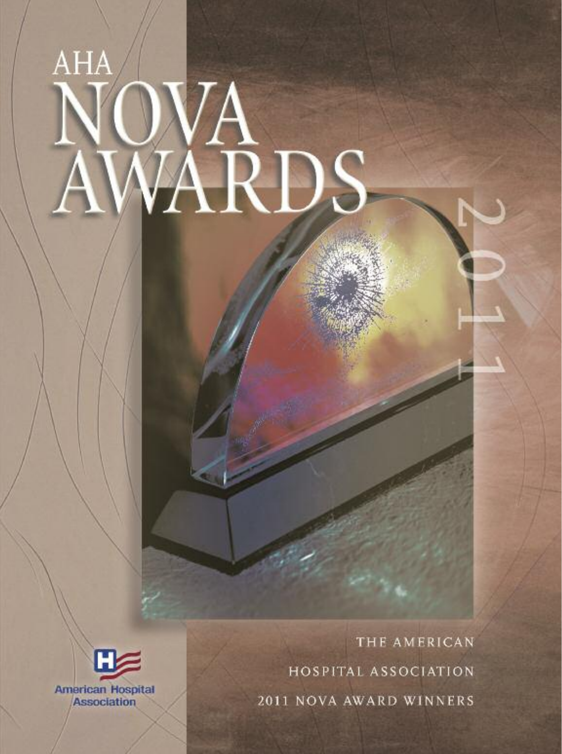# AHA NOVA AWARDS

2011

American Hospital Association

THE AMERICAN HOSPITAL ASSOCIATION 2011 NOVA AWARD WINNERS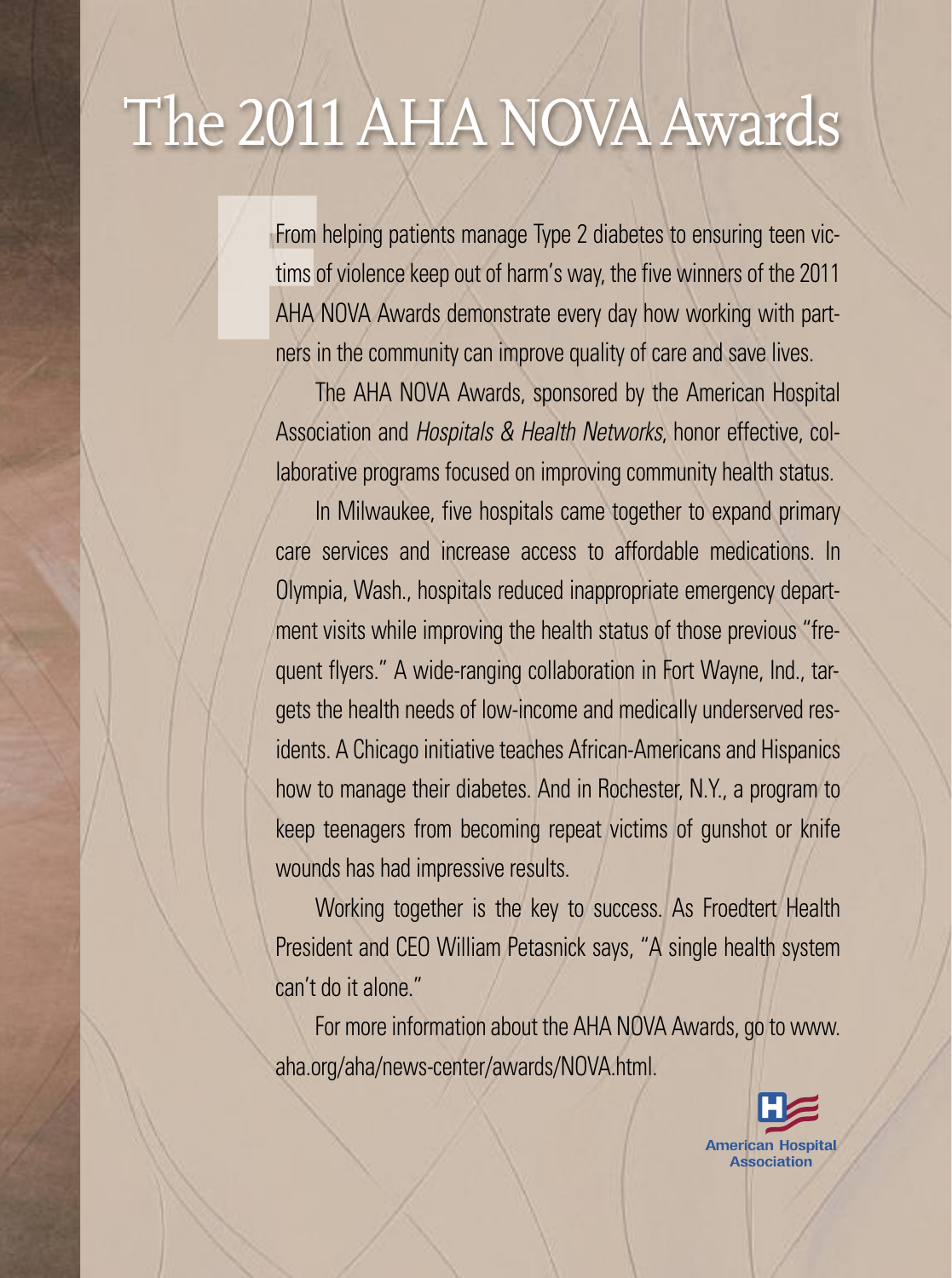# The 2011 AHA NOVA Awards

From helping patients manage Type 2 diabetes to ensuring teen victims of violence keep out of harm's way, the five winners of the 2011 AHA NOVA Awards demonstrate every day how working with partners in the community can improve quality of care and save lives.

The AHA NOVA Awards, sponsored by the American Hospital Association and *Hospitals & Health Networks*, honor effective, collaborative programs focused on improving community health status.

In Milwaukee, five hospitals came together to expand primary care services and increase access to affordable medications. In Olympia, Wash., hospitals reduced inappropriate emergency department visits while improving the health status of those previous "frequent flyers." A wide-ranging collaboration in Fort Wayne, Ind., targets the health needs of low-income and medically underserved residents. A Chicago initiative teaches African-Americans and Hispanics how to manage their diabetes. And in Rochester, N.Y., a program to keep teenagers from becoming repeat victims of gunshot or knife wounds has had impressive results.

Working together is the key to success. As Froedtert Health President and CEO William Petasnick says, "A single health system can't do it alone."

For more information about the AHA NOVA Awards, go to www.aha.org/aha/news-center/awards/NOVA.html.

American Hospital Association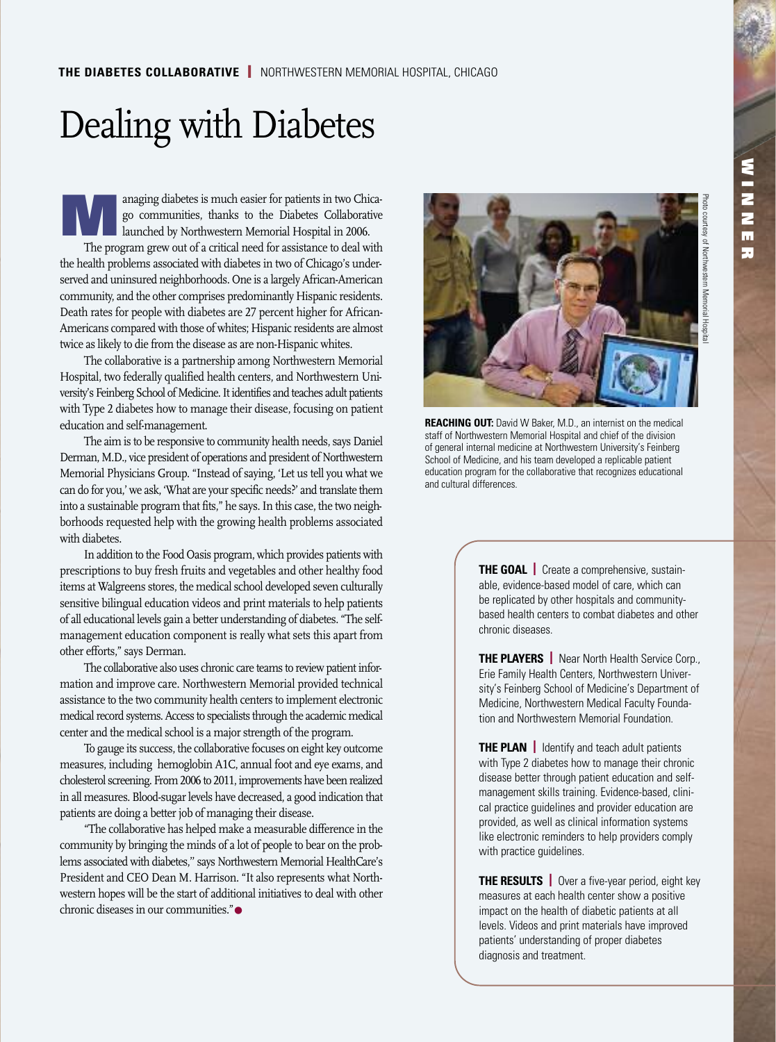**THE DIABETES COLLABORATIVE** | NORTHWESTERN MEMORIAL HOSPITAL, CHICAGO

# Dealing with Diabetes

Managing diabetes is much easier for patients in two Chicago communities, thanks to the Diabetes Collaborative launched by Northwestern Memorial Hospital in 2006.

The program grew out of a critical need for assistance to deal with the health problems associated with diabetes in two of Chicago's underserved and uninsured neighborhoods. One is a largely African-American community, and the other comprises predominantly Hispanic residents. Death rates for people with diabetes are 27 percent higher for African-Americans compared with those of whites; Hispanic residents are almost twice as likely to die from the disease as are non-Hispanic whites.

The collaborative is a partnership among Northwestern Memorial Hospital, two federally qualified health centers, and Northwestern University's Feinberg School of Medicine. It identifies and teaches adult patients with Type 2 diabetes how to manage their disease, focusing on patient education and self-management.

The aim is to be responsive to community health needs, says Daniel Derman, M.D., vice president of operations and president of Northwestern Memorial Physicians Group. "Instead of saying, 'Let us tell you what we can do for you,' we ask, 'What are your specific needs?' and translate them into a sustainable program that fits," he says. In this case, the two neighborhoods requested help with the growing health problems associated with diabetes.

In addition to the Food Oasis program, which provides patients with prescriptions to buy fresh fruits and vegetables and other healthy food items at Walgreens stores, the medical school developed seven culturally sensitive bilingual education videos and print materials to help patients of all educational levels gain a better understanding of diabetes. "The self-management education component is really what sets this apart from other efforts," says Derman.

The collaborative also uses chronic care teams to review patient information and improve care. Northwestern Memorial provided technical assistance to the two community health centers to implement electronic medical record systems. Access to specialists through the academic medical center and the medical school is a major strength of the program.

To gauge its success, the collaborative focuses on eight key outcome measures, including hemoglobin A1C, annual foot and eye exams, and cholesterol screening. From 2006 to 2011, improvements have been realized in all measures. Blood-sugar levels have decreased, a good indication that patients are doing a better job of managing their disease.

"The collaborative has helped make a measurable difference in the community by bringing the minds of a lot of people to bear on the problems associated with diabetes," says Northwestern Memorial HealthCare's President and CEO Dean M. Harrison. "It also represents what Northwestern hopes will be the start of additional initiatives to deal with other chronic diseases in our communities."

Photo courtesy of Northwestern Memorial Hospital

**REACHING OUT:** David W Baker, M.D., an internist on the medical staff of Northwestern Memorial Hospital and chief of the division of general internal medicine at Northwestern University's Feinberg School of Medicine, and his team developed a replicable patient education program for the collaborative that recognizes educational and cultural differences.

**THE GOAL** | Create a comprehensive, sustainable, evidence-based model of care, which can be replicated by other hospitals and community-based health centers to combat diabetes and other chronic diseases.

**THE PLAYERS** | Near North Health Service Corp., Erie Family Health Centers, Northwestern University's Feinberg School of Medicine's Department of Medicine, Northwestern Medical Faculty Foundation and Northwestern Memorial Foundation.

**THE PLAN** | Identify and teach adult patients with Type 2 diabetes how to manage their chronic disease better through patient education and self-management skills training. Evidence-based, clinical practice guidelines and provider education are provided, as well as clinical information systems like electronic reminders to help providers comply with practice guidelines.

**THE RESULTS** | Over a five-year period, eight key measures at each health center show a positive impact on the health of diabetic patients at all levels. Videos and print materials have improved patients' understanding of proper diabetes diagnosis and treatment.

WINNER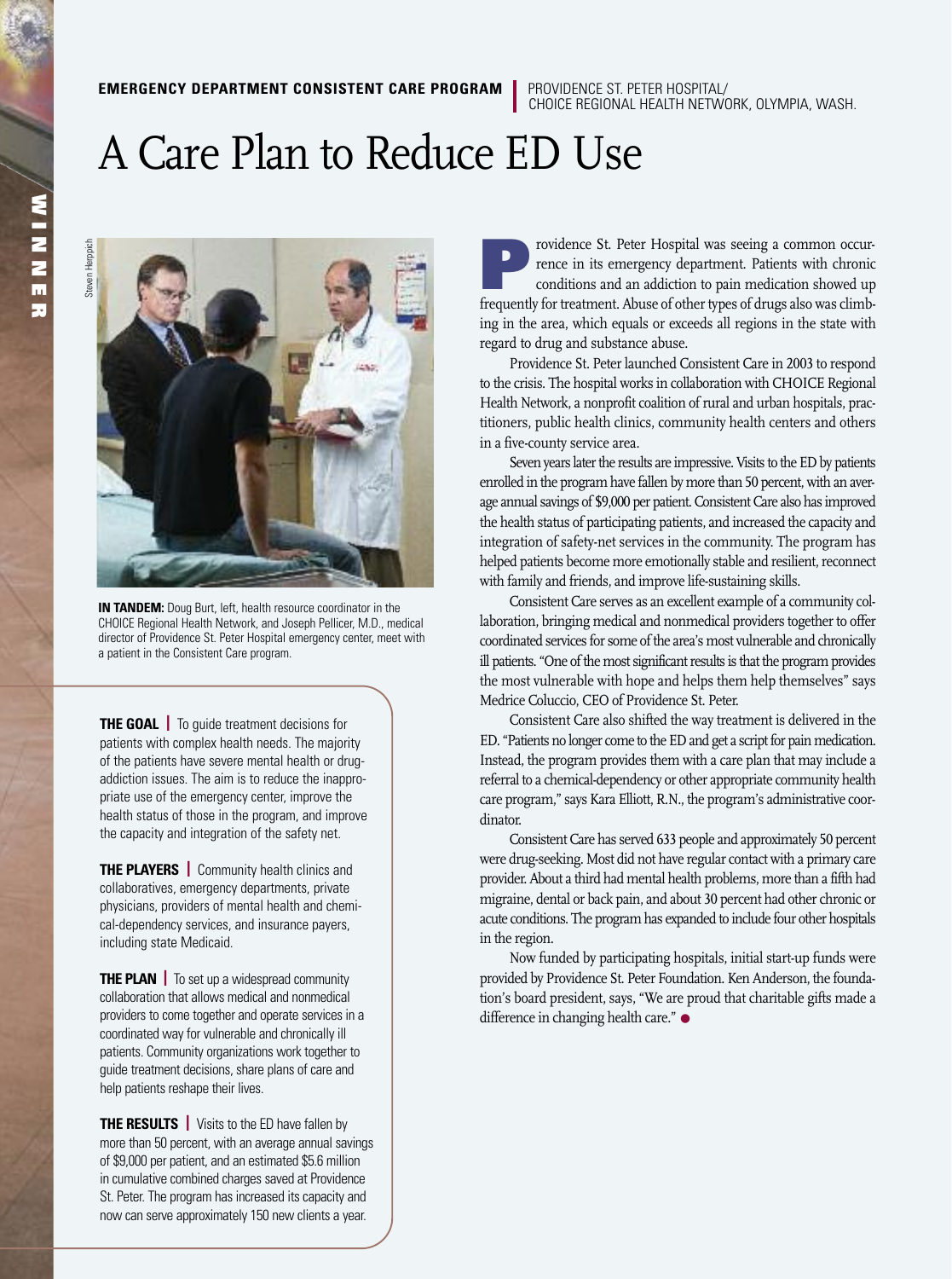**EMERGENCY DEPARTMENT CONSISTENT CARE PROGRAM** | PROVIDENCE ST. PETER HOSPITAL/ CHOICE REGIONAL HEALTH NETWORK, OLYMPIA, WASH.

# A Care Plan to Reduce ED Use

**IN TANDEM:** Doug Burt, left, health resource coordinator in the CHOICE Regional Health Network, and Joseph Pellicer, M.D., medical director of Providence St. Peter Hospital emergency center, meet with a patient in the Consistent Care program.

**THE GOAL** | To guide treatment decisions for patients with complex health needs. The majority of the patients have severe mental health or drug-addiction issues. The aim is to reduce the inappropriate use of the emergency center, improve the health status of those in the program, and improve the capacity and integration of the safety net.

**THE PLAYERS** | Community health clinics and collaboratives, emergency departments, private physicians, providers of mental health and chemical-dependency services, and insurance payers, including state Medicaid.

**THE PLAN** | To set up a widespread community collaboration that allows medical and nonmedical providers to come together and operate services in a coordinated way for vulnerable and chronically ill patients. Community organizations work together to guide treatment decisions, share plans of care and help patients reshape their lives.

**THE RESULTS** | Visits to the ED have fallen by more than 50 percent, with an average annual savings of $9,000 per patient, and an estimated $5.6 million in cumulative combined charges saved at Providence St. Peter. The program has increased its capacity and now can serve approximately 150 new clients a year.

Providence St. Peter Hospital was seeing a common occurrence in its emergency department. Patients with chronic conditions and an addiction to pain medication showed up frequently for treatment. Abuse of other types of drugs also was climbing in the area, which equals or exceeds all regions in the state with regard to drug and substance abuse.

Providence St. Peter launched Consistent Care in 2003 to respond to the crisis. The hospital works in collaboration with CHOICE Regional Health Network, a nonprofit coalition of rural and urban hospitals, practitioners, public health clinics, community health centers and others in a five-county service area.

Seven years later the results are impressive. Visits to the ED by patients enrolled in the program have fallen by more than 50 percent, with an average annual savings of $9,000 per patient. Consistent Care also has improved the health status of participating patients, and increased the capacity and integration of safety-net services in the community. The program has helped patients become more emotionally stable and resilient, reconnect with family and friends, and improve life-sustaining skills.

Consistent Care serves as an excellent example of a community collaboration, bringing medical and nonmedical providers together to offer coordinated services for some of the area's most vulnerable and chronically ill patients. "One of the most significant results is that the program provides the most vulnerable with hope and helps them help themselves" says Medrice Coluccio, CEO of Providence St. Peter.

Consistent Care also shifted the way treatment is delivered in the ED. "Patients no longer come to the ED and get a script for pain medication. Instead, the program provides them with a care plan that may include a referral to a chemical-dependency or other appropriate community health care program," says Kara Elliott, R.N., the program's administrative coordinator.

Consistent Care has served 633 people and approximately 50 percent were drug-seeking. Most did not have regular contact with a primary care provider. About a third had mental health problems, more than a fifth had migraine, dental or back pain, and about 30 percent had other chronic or acute conditions. The program has expanded to include four other hospitals in the region.

Now funded by participating hospitals, initial start-up funds were provided by Providence St. Peter Foundation. Ken Anderson, the foundation's board president, says, "We are proud that charitable gifts made a difference in changing health care."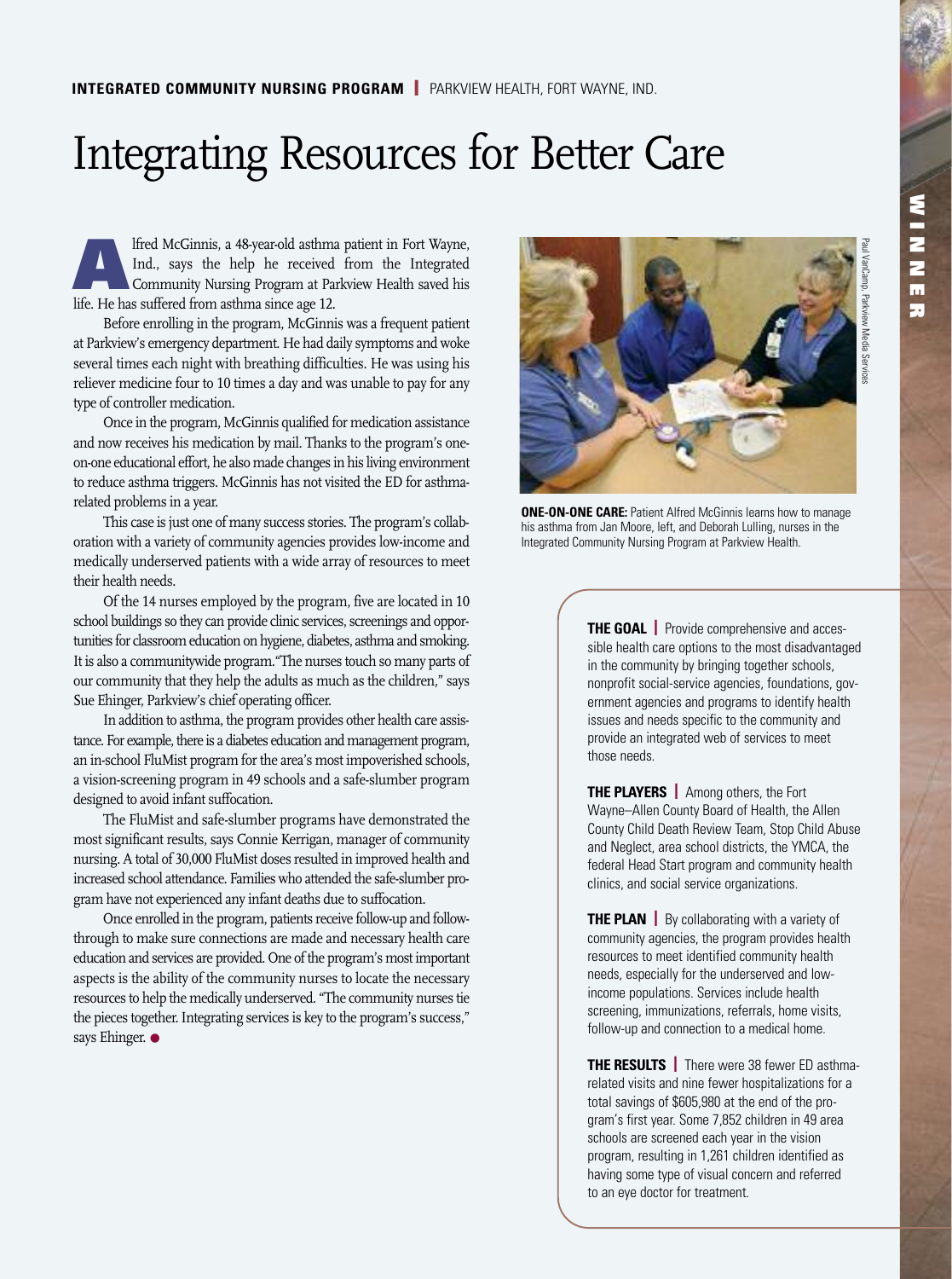**INTEGRATED COMMUNITY NURSING PROGRAM** | PARKVIEW HEALTH, FORT WAYNE, IND.

# Integrating Resources for Better Care

Alfred McGinnis, a 48-year-old asthma patient in Fort Wayne, Ind., says the help he received from the Integrated Community Nursing Program at Parkview Health saved his life. He has suffered from asthma since age 12.

Before enrolling in the program, McGinnis was a frequent patient at Parkview's emergency department. He had daily symptoms and woke several times each night with breathing difficulties. He was using his reliever medicine four to 10 times a day and was unable to pay for any type of controller medication.

Once in the program, McGinnis qualified for medication assistance and now receives his medication by mail. Thanks to the program's one-on-one educational effort, he also made changes in his living environment to reduce asthma triggers. McGinnis has not visited the ED for asthma-related problems in a year.

This case is just one of many success stories. The program's collaboration with a variety of community agencies provides low-income and medically underserved patients with a wide array of resources to meet their health needs.

Of the 14 nurses employed by the program, five are located in 10 school buildings so they can provide clinic services, screenings and opportunities for classroom education on hygiene, diabetes, asthma and smoking. It is also a communitywide program. "The nurses touch so many parts of our community that they help the adults as much as the children," says Sue Ehinger, Parkview's chief operating officer.

In addition to asthma, the program provides other health care assistance. For example, there is a diabetes education and management program, an in-school FluMist program for the area's most impoverished schools, a vision-screening program in 49 schools and a safe-slumber program designed to avoid infant suffocation.

The FluMist and safe-slumber programs have demonstrated the most significant results, says Connie Kerrigan, manager of community nursing. A total of 30,000 FluMist doses resulted in improved health and increased school attendance. Families who attended the safe-slumber program have not experienced any infant deaths due to suffocation.

Once enrolled in the program, patients receive follow-up and follow-through to make sure connections are made and necessary health care education and services are provided. One of the program's most important aspects is the ability of the community nurses to locate the necessary resources to help the medically underserved. "The community nurses tie the pieces together. Integrating services is key to the program's success," says Ehinger.

Paul VanCamp, Parkview Media Services

**ONE-ON-ONE CARE:** Patient Alfred McGinnis learns how to manage his asthma from Jan Moore, left, and Deborah Lulling, nurses in the Integrated Community Nursing Program at Parkview Health.

**THE GOAL** | Provide comprehensive and accessible health care options to the most disadvantaged in the community by bringing together schools, nonprofit social-service agencies, foundations, government agencies and programs to identify health issues and needs specific to the community and provide an integrated web of services to meet those needs.

**THE PLAYERS** | Among others, the Fort Wayne–Allen County Board of Health, the Allen County Child Death Review Team, Stop Child Abuse and Neglect, area school districts, the YMCA, the federal Head Start program and community health clinics, and social service organizations.

**THE PLAN** | By collaborating with a variety of community agencies, the program provides health resources to meet identified community health needs, especially for the underserved and low-income populations. Services include health screening, immunizations, referrals, home visits, follow-up and connection to a medical home.

**THE RESULTS** | There were 38 fewer ED asthma-related visits and nine fewer hospitalizations for a total savings of $605,980 at the end of the program's first year. Some 7,852 children in 49 area schools are screened each year in the vision program, resulting in 1,261 children identified as having some type of visual concern and referred to an eye doctor for treatment.

WINNER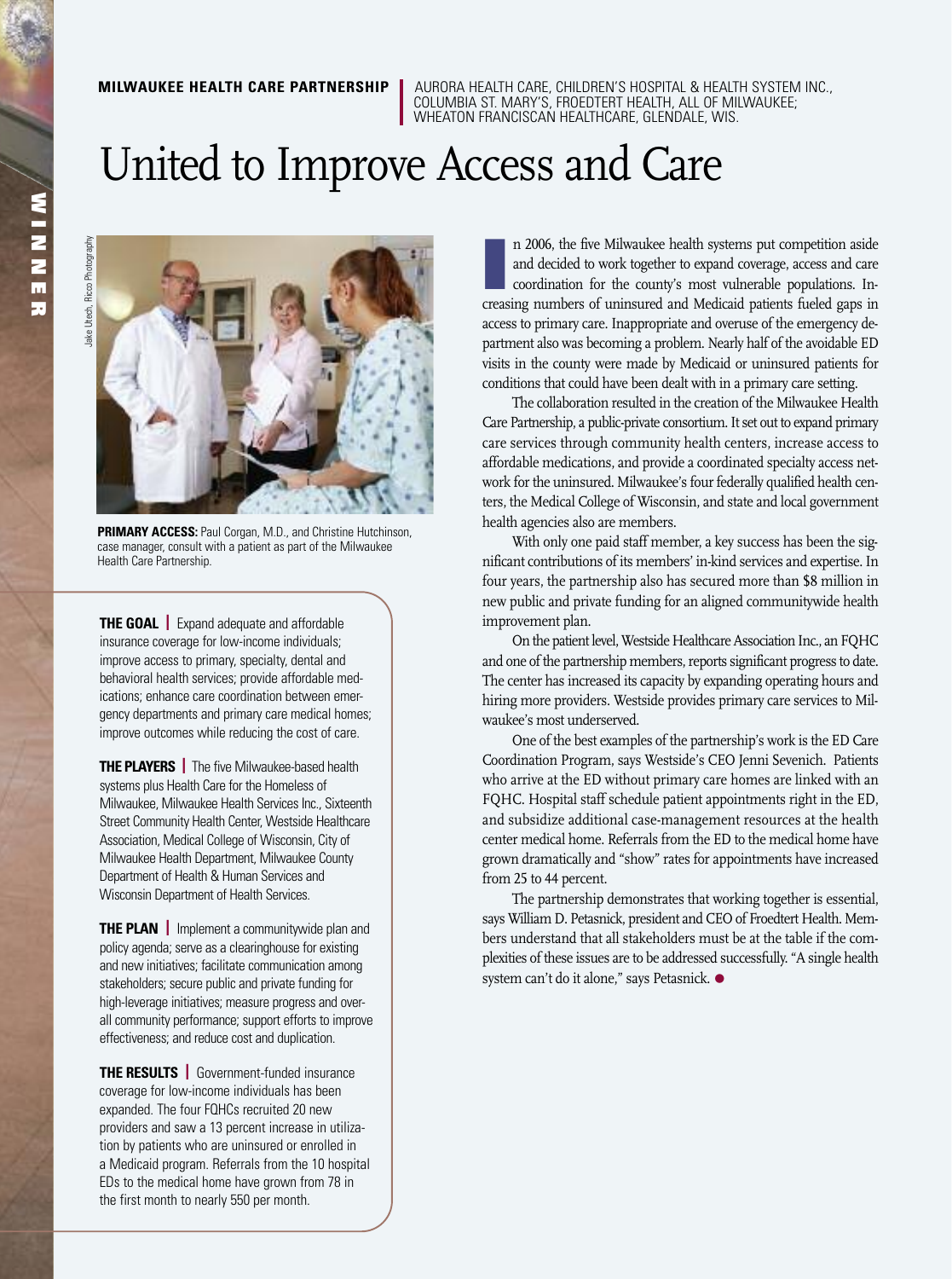**MILWAUKEE HEALTH CARE PARTNERSHIP** | AURORA HEALTH CARE, CHILDREN'S HOSPITAL & HEALTH SYSTEM INC., COLUMBIA ST. MARY'S, FROEDTERT HEALTH, ALL OF MILWAUKEE; WHEATON FRANCISCAN HEALTHCARE, GLENDALE, WIS.

# United to Improve Access and Care

WINNER

Jake Utech, Ricco Photography

**PRIMARY ACCESS:** Paul Corgan, M.D., and Christine Hutchinson, case manager, consult with a patient as part of the Milwaukee Health Care Partnership.

**THE GOAL** | Expand adequate and affordable insurance coverage for low-income individuals; improve access to primary, specialty, dental and behavioral health services; provide affordable medications; enhance care coordination between emergency departments and primary care medical homes; improve outcomes while reducing the cost of care.

**THE PLAYERS** | The five Milwaukee-based health systems plus Health Care for the Homeless of Milwaukee, Milwaukee Health Services Inc., Sixteenth Street Community Health Center, Westside Healthcare Association, Medical College of Wisconsin, City of Milwaukee Health Department, Milwaukee County Department of Health & Human Services and Wisconsin Department of Health Services.

**THE PLAN** | Implement a communitywide plan and policy agenda; serve as a clearinghouse for existing and new initiatives; facilitate communication among stakeholders; secure public and private funding for high-leverage initiatives; measure progress and overall community performance; support efforts to improve effectiveness; and reduce cost and duplication.

**THE RESULTS** | Government-funded insurance coverage for low-income individuals has been expanded. The four FQHCs recruited 20 new providers and saw a 13 percent increase in utilization by patients who are uninsured or enrolled in a Medicaid program. Referrals from the 10 hospital EDs to the medical home have grown from 78 in the first month to nearly 550 per month.

In 2006, the five Milwaukee health systems put competition aside and decided to work together to expand coverage, access and care coordination for the county's most vulnerable populations. Increasing numbers of uninsured and Medicaid patients fueled gaps in access to primary care. Inappropriate and overuse of the emergency department also was becoming a problem. Nearly half of the avoidable ED visits in the county were made by Medicaid or uninsured patients for conditions that could have been dealt with in a primary care setting.

The collaboration resulted in the creation of the Milwaukee Health Care Partnership, a public-private consortium. It set out to expand primary care services through community health centers, increase access to affordable medications, and provide a coordinated specialty access network for the uninsured. Milwaukee's four federally qualified health centers, the Medical College of Wisconsin, and state and local government health agencies also are members.

With only one paid staff member, a key success has been the significant contributions of its members' in-kind services and expertise. In four years, the partnership also has secured more than $8 million in new public and private funding for an aligned communitywide health improvement plan.

On the patient level, Westside Healthcare Association Inc., an FQHC and one of the partnership members, reports significant progress to date. The center has increased its capacity by expanding operating hours and hiring more providers. Westside provides primary care services to Milwaukee's most underserved.

One of the best examples of the partnership's work is the ED Care Coordination Program, says Westside's CEO Jenni Sevenich. Patients who arrive at the ED without primary care homes are linked with an FQHC. Hospital staff schedule patient appointments right in the ED, and subsidize additional case-management resources at the health center medical home. Referrals from the ED to the medical home have grown dramatically and "show" rates for appointments have increased from 25 to 44 percent.

The partnership demonstrates that working together is essential, says William D. Petasnick, president and CEO of Froedtert Health. Members understand that all stakeholders must be at the table if the complexities of these issues are to be addressed successfully. "A single health system can't do it alone," says Petasnick. ●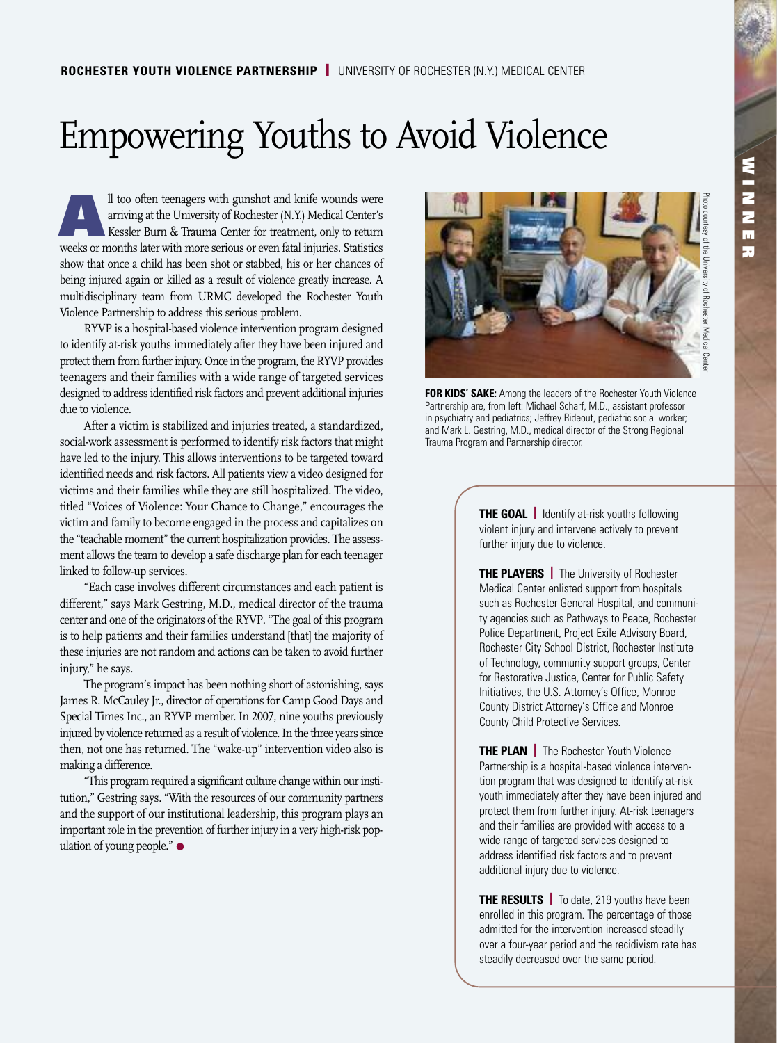**ROCHESTER YOUTH VIOLENCE PARTNERSHIP** | UNIVERSITY OF ROCHESTER (N.Y.) MEDICAL CENTER

# Empowering Youths to Avoid Violence

All too often teenagers with gunshot and knife wounds were arriving at the University of Rochester (N.Y.) Medical Center's Kessler Burn & Trauma Center for treatment, only to return weeks or months later with more serious or even fatal injuries. Statistics show that once a child has been shot or stabbed, his or her chances of being injured again or killed as a result of violence greatly increase. A multidisciplinary team from URMC developed the Rochester Youth Violence Partnership to address this serious problem.

RYVP is a hospital-based violence intervention program designed to identify at-risk youths immediately after they have been injured and protect them from further injury. Once in the program, the RYVP provides teenagers and their families with a wide range of targeted services designed to address identified risk factors and prevent additional injuries due to violence.

After a victim is stabilized and injuries treated, a standardized, social-work assessment is performed to identify risk factors that might have led to the injury. This allows interventions to be targeted toward identified needs and risk factors. All patients view a video designed for victims and their families while they are still hospitalized. The video, titled "Voices of Violence: Your Chance to Change," encourages the victim and family to become engaged in the process and capitalizes on the "teachable moment" the current hospitalization provides. The assessment allows the team to develop a safe discharge plan for each teenager linked to follow-up services.

"Each case involves different circumstances and each patient is different," says Mark Gestring, M.D., medical director of the trauma center and one of the originators of the RYVP. "The goal of this program is to help patients and their families understand [that] the majority of these injuries are not random and actions can be taken to avoid further injury," he says.

The program's impact has been nothing short of astonishing, says James R. McCauley Jr., director of operations for Camp Good Days and Special Times Inc., an RYVP member. In 2007, nine youths previously injured by violence returned as a result of violence. In the three years since then, not one has returned. The "wake-up" intervention video also is making a difference.

"This program required a significant culture change within our institution," Gestring says. "With the resources of our community partners and the support of our institutional leadership, this program plays an important role in the prevention of further injury in a very high-risk population of young people."

Photo courtesy of the University of Rochester Medical Center

**FOR KIDS' SAKE:** Among the leaders of the Rochester Youth Violence Partnership are, from left: Michael Scharf, M.D., assistant professor in psychiatry and pediatrics; Jeffrey Rideout, pediatric social worker; and Mark L. Gestring, M.D., medical director of the Strong Regional Trauma Program and Partnership director.

**THE GOAL** | Identify at-risk youths following violent injury and intervene actively to prevent further injury due to violence.

**THE PLAYERS** | The University of Rochester Medical Center enlisted support from hospitals such as Rochester General Hospital, and community agencies such as Pathways to Peace, Rochester Police Department, Project Exile Advisory Board, Rochester City School District, Rochester Institute of Technology, community support groups, Center for Restorative Justice, Center for Public Safety Initiatives, the U.S. Attorney's Office, Monroe County District Attorney's Office and Monroe County Child Protective Services.

**THE PLAN** | The Rochester Youth Violence Partnership is a hospital-based violence intervention program that was designed to identify at-risk youth immediately after they have been injured and protect them from further injury. At-risk teenagers and their families are provided with access to a wide range of targeted services designed to address identified risk factors and to prevent additional injury due to violence.

**THE RESULTS** | To date, 219 youths have been enrolled in this program. The percentage of those admitted for the intervention increased steadily over a four-year period and the recidivism rate has steadily decreased over the same period.

WINNER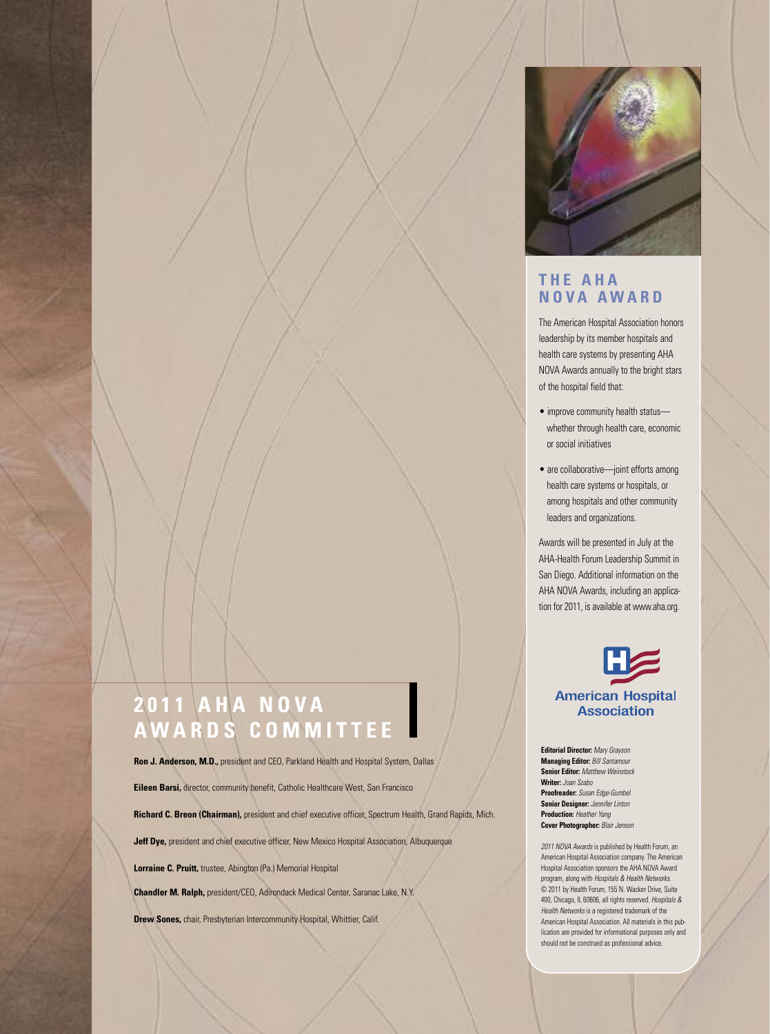## THE AHA NOVA AWARD

The American Hospital Association honors leadership by its member hospitals and health care systems by presenting AHA NOVA Awards annually to the bright stars of the hospital field that:

- improve community health status—whether through health care, economic or social initiatives
- are collaborative—joint efforts among health care systems or hospitals, or among hospitals and other community leaders and organizations.

Awards will be presented in July at the AHA-Health Forum Leadership Summit in San Diego. Additional information on the AHA NOVA Awards, including an application for 2011, is available at www.aha.org.

American Hospital Association

**Editorial Director:** *Mary Grayson*
**Managing Editor:** *Bill Santamour*
**Senior Editor:** *Matthew Weinstock*
**Writer:** *Joan Szabo*
**Proofreader:** *Susan Edge-Gumbel*
**Senior Designer:** *Jennifer Linton*
**Production:** *Heather Yang*
**Cover Photographer:** *Blair Jenson*

*2011 NOVA Awards* is published by Health Forum, an American Hospital Association company. The American Hospital Association sponsors the AHA NOVA Award program, along with *Hospitals & Health Networks*. © 2011 by Health Forum, 155 N. Wacker Drive, Suite 400, Chicago, IL 60606, all rights reserved. *Hospitals & Health Networks* is a registered trademark of the American Hospital Association. All materials in this publication are provided for informational purposes only and should not be construed as professional advice.

## 2011 AHA NOVA AWARDS COMMITTEE

**Ron J. Anderson, M.D.,** president and CEO, Parkland Health and Hospital System, Dallas

**Eileen Barsi,** director, community benefit, Catholic Healthcare West, San Francisco

**Richard C. Breon (Chairman),** president and chief executive officer, Spectrum Health, Grand Rapids, Mich.

**Jeff Dye,** president and chief executive officer, New Mexico Hospital Association, Albuquerque

**Lorraine C. Pruitt,** trustee, Abington (Pa.) Memorial Hospital

**Chandler M. Ralph,** president/CEO, Adirondack Medical Center, Saranac Lake, N.Y.

**Drew Sones,** chair, Presbyterian Intercommunity Hospital, Whittier, Calif.